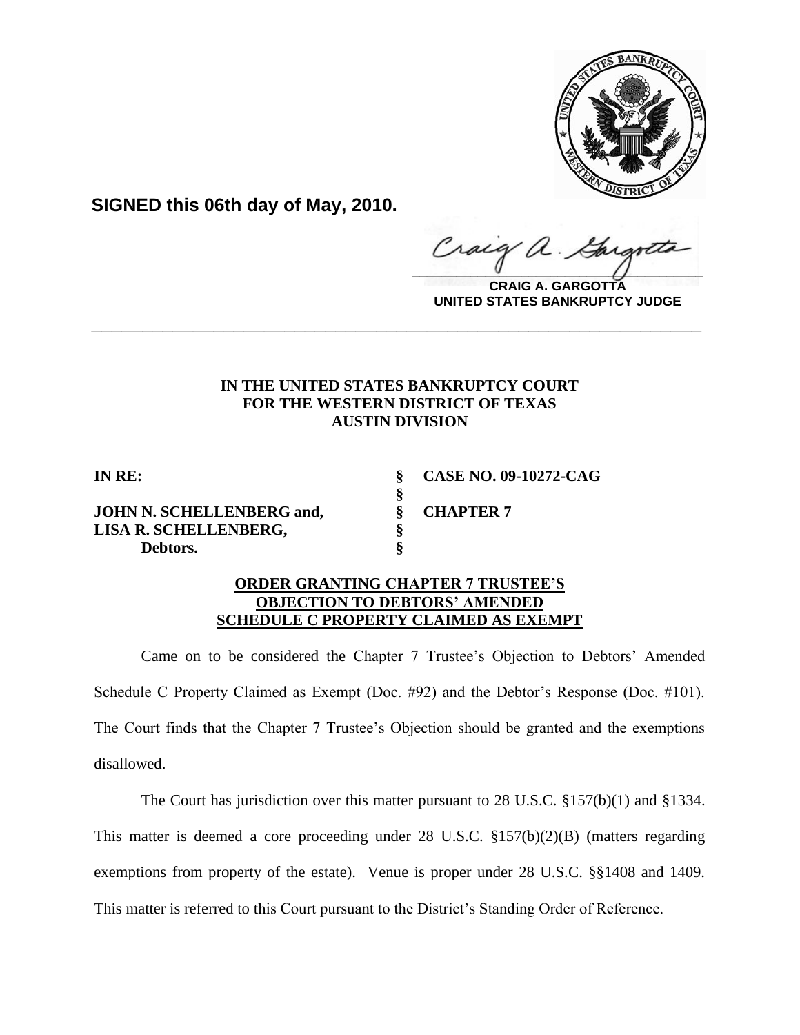**SIGNED this 06th day of May, 2010.**

**CRAIG A. GARGOTTA**
**UNITED STATES BANKRUPTCY JUDGE**

---

**IN THE UNITED STATES BANKRUPTCY COURT**
**FOR THE WESTERN DISTRICT OF TEXAS**
**AUSTIN DIVISION**

| | | |
|---|---|---|
| **IN RE:** | **§** | **CASE NO. 09-10272-CAG** |
| | **§** | |
| **JOHN N. SCHELLENBERG and,** | **§** | **CHAPTER 7** |
| **LISA R. SCHELLENBERG,** | **§** | |
| **Debtors.** | **§** | |

**ORDER GRANTING CHAPTER 7 TRUSTEE'S OBJECTION TO DEBTORS' AMENDED SCHEDULE C PROPERTY CLAIMED AS EXEMPT**

Came on to be considered the Chapter 7 Trustee's Objection to Debtors' Amended Schedule C Property Claimed as Exempt (Doc. #92) and the Debtor's Response (Doc. #101). The Court finds that the Chapter 7 Trustee's Objection should be granted and the exemptions disallowed.

The Court has jurisdiction over this matter pursuant to 28 U.S.C. §157(b)(1) and §1334. This matter is deemed a core proceeding under 28 U.S.C. §157(b)(2)(B) (matters regarding exemptions from property of the estate). Venue is proper under 28 U.S.C. §§1408 and 1409. This matter is referred to this Court pursuant to the District's Standing Order of Reference.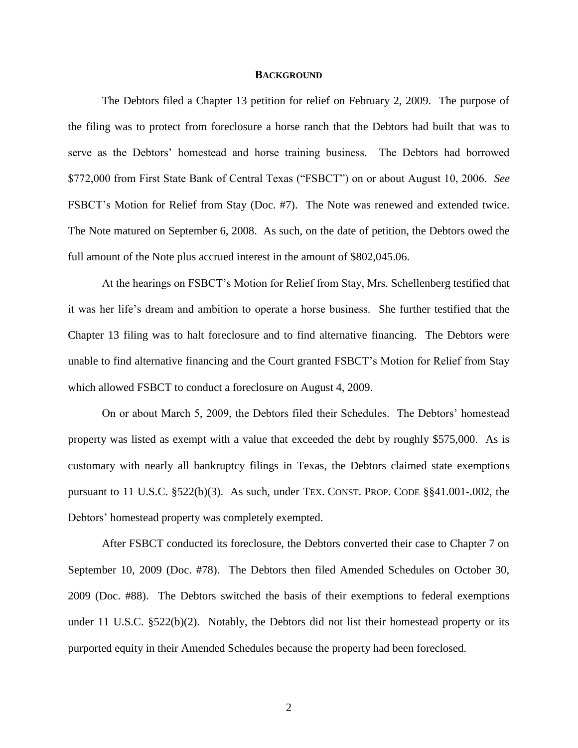## BACKGROUND

The Debtors filed a Chapter 13 petition for relief on February 2, 2009. The purpose of the filing was to protect from foreclosure a horse ranch that the Debtors had built that was to serve as the Debtors' homestead and horse training business. The Debtors had borrowed \$772,000 from First State Bank of Central Texas ("FSBCT") on or about August 10, 2006. *See* FSBCT's Motion for Relief from Stay (Doc. #7). The Note was renewed and extended twice. The Note matured on September 6, 2008. As such, on the date of petition, the Debtors owed the full amount of the Note plus accrued interest in the amount of \$802,045.06.

At the hearings on FSBCT's Motion for Relief from Stay, Mrs. Schellenberg testified that it was her life's dream and ambition to operate a horse business. She further testified that the Chapter 13 filing was to halt foreclosure and to find alternative financing. The Debtors were unable to find alternative financing and the Court granted FSBCT's Motion for Relief from Stay which allowed FSBCT to conduct a foreclosure on August 4, 2009.

On or about March 5, 2009, the Debtors filed their Schedules. The Debtors' homestead property was listed as exempt with a value that exceeded the debt by roughly \$575,000. As is customary with nearly all bankruptcy filings in Texas, the Debtors claimed state exemptions pursuant to 11 U.S.C. §522(b)(3). As such, under TEX. CONST. PROP. CODE §§41.001-.002, the Debtors' homestead property was completely exempted.

After FSBCT conducted its foreclosure, the Debtors converted their case to Chapter 7 on September 10, 2009 (Doc. #78). The Debtors then filed Amended Schedules on October 30, 2009 (Doc. #88). The Debtors switched the basis of their exemptions to federal exemptions under 11 U.S.C. §522(b)(2). Notably, the Debtors did not list their homestead property or its purported equity in their Amended Schedules because the property had been foreclosed.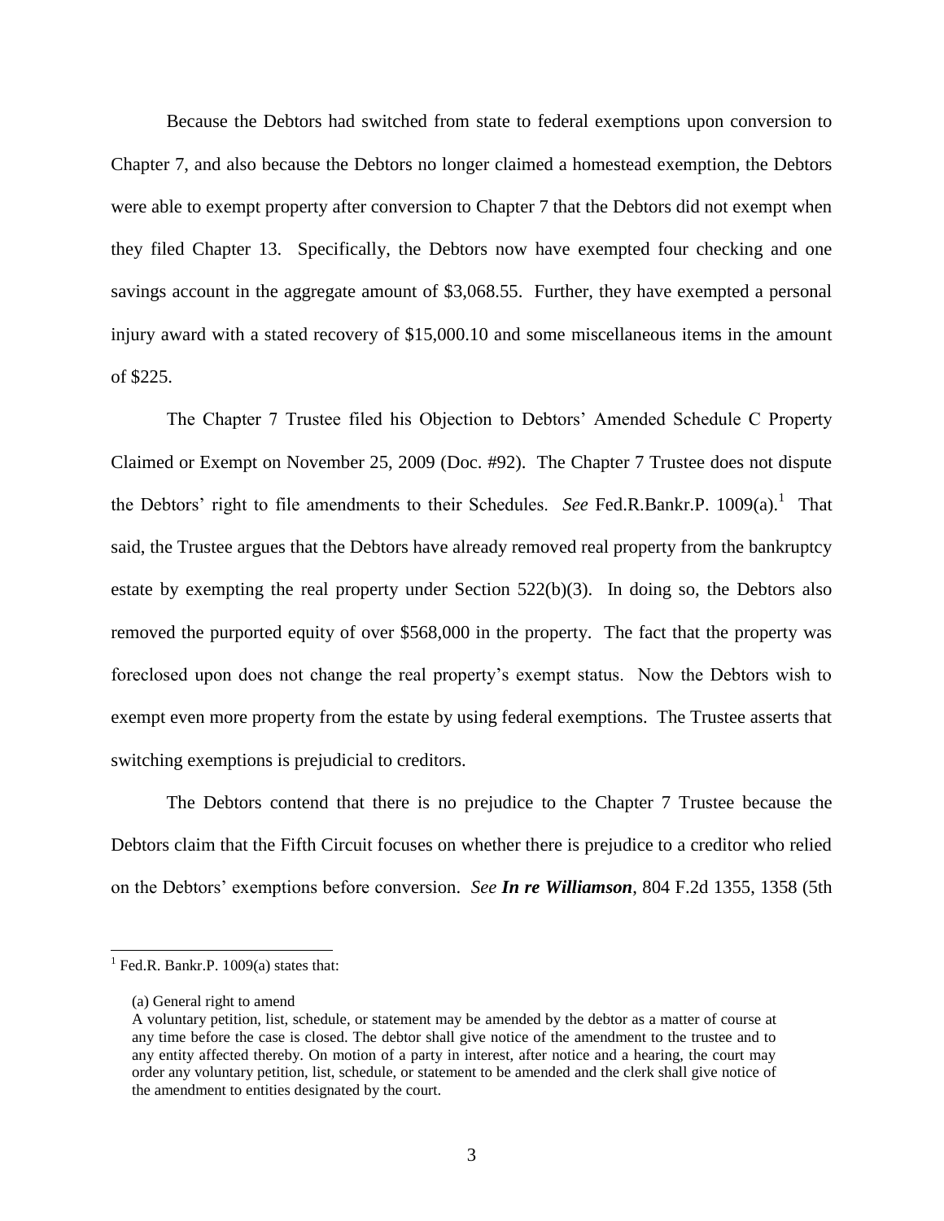Because the Debtors had switched from state to federal exemptions upon conversion to Chapter 7, and also because the Debtors no longer claimed a homestead exemption, the Debtors were able to exempt property after conversion to Chapter 7 that the Debtors did not exempt when they filed Chapter 13. Specifically, the Debtors now have exempted four checking and one savings account in the aggregate amount of $3,068.55. Further, they have exempted a personal injury award with a stated recovery of $15,000.10 and some miscellaneous items in the amount of $225.

The Chapter 7 Trustee filed his Objection to Debtors' Amended Schedule C Property Claimed or Exempt on November 25, 2009 (Doc. #92). The Chapter 7 Trustee does not dispute the Debtors' right to file amendments to their Schedules. *See* Fed.R.Bankr.P. 1009(a).[1] That said, the Trustee argues that the Debtors have already removed real property from the bankruptcy estate by exempting the real property under Section 522(b)(3). In doing so, the Debtors also removed the purported equity of over $568,000 in the property. The fact that the property was foreclosed upon does not change the real property's exempt status. Now the Debtors wish to exempt even more property from the estate by using federal exemptions. The Trustee asserts that switching exemptions is prejudicial to creditors.

The Debtors contend that there is no prejudice to the Chapter 7 Trustee because the Debtors claim that the Fifth Circuit focuses on whether there is prejudice to a creditor who relied on the Debtors' exemptions before conversion. *See* ***In re Williamson***, 804 F.2d 1355, 1358 (5th

---

[1] Fed.R. Bankr.P. 1009(a) states that:

(a) General right to amend
A voluntary petition, list, schedule, or statement may be amended by the debtor as a matter of course at any time before the case is closed. The debtor shall give notice of the amendment to the trustee and to any entity affected thereby. On motion of a party in interest, after notice and a hearing, the court may order any voluntary petition, list, schedule, or statement to be amended and the clerk shall give notice of the amendment to entities designated by the court.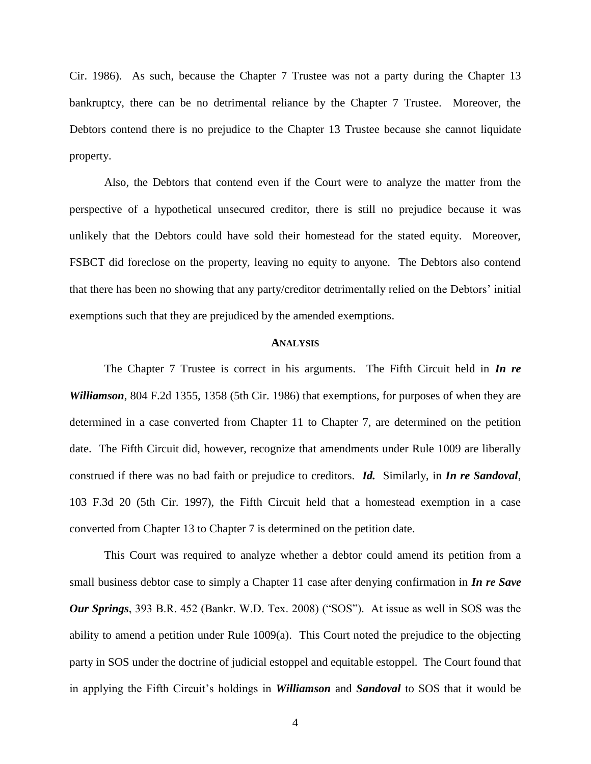Cir. 1986). As such, because the Chapter 7 Trustee was not a party during the Chapter 13 bankruptcy, there can be no detrimental reliance by the Chapter 7 Trustee. Moreover, the Debtors contend there is no prejudice to the Chapter 13 Trustee because she cannot liquidate property.

Also, the Debtors that contend even if the Court were to analyze the matter from the perspective of a hypothetical unsecured creditor, there is still no prejudice because it was unlikely that the Debtors could have sold their homestead for the stated equity. Moreover, FSBCT did foreclose on the property, leaving no equity to anyone. The Debtors also contend that there has been no showing that any party/creditor detrimentally relied on the Debtors' initial exemptions such that they are prejudiced by the amended exemptions.

## ANALYSIS

The Chapter 7 Trustee is correct in his arguments. The Fifth Circuit held in ***In re Williamson***, 804 F.2d 1355, 1358 (5th Cir. 1986) that exemptions, for purposes of when they are determined in a case converted from Chapter 11 to Chapter 7, are determined on the petition date. The Fifth Circuit did, however, recognize that amendments under Rule 1009 are liberally construed if there was no bad faith or prejudice to creditors. ***Id.*** Similarly, in ***In re Sandoval***, 103 F.3d 20 (5th Cir. 1997), the Fifth Circuit held that a homestead exemption in a case converted from Chapter 13 to Chapter 7 is determined on the petition date.

This Court was required to analyze whether a debtor could amend its petition from a small business debtor case to simply a Chapter 11 case after denying confirmation in ***In re Save Our Springs***, 393 B.R. 452 (Bankr. W.D. Tex. 2008) ("SOS"). At issue as well in SOS was the ability to amend a petition under Rule 1009(a). This Court noted the prejudice to the objecting party in SOS under the doctrine of judicial estoppel and equitable estoppel. The Court found that in applying the Fifth Circuit's holdings in ***Williamson*** and ***Sandoval*** to SOS that it would be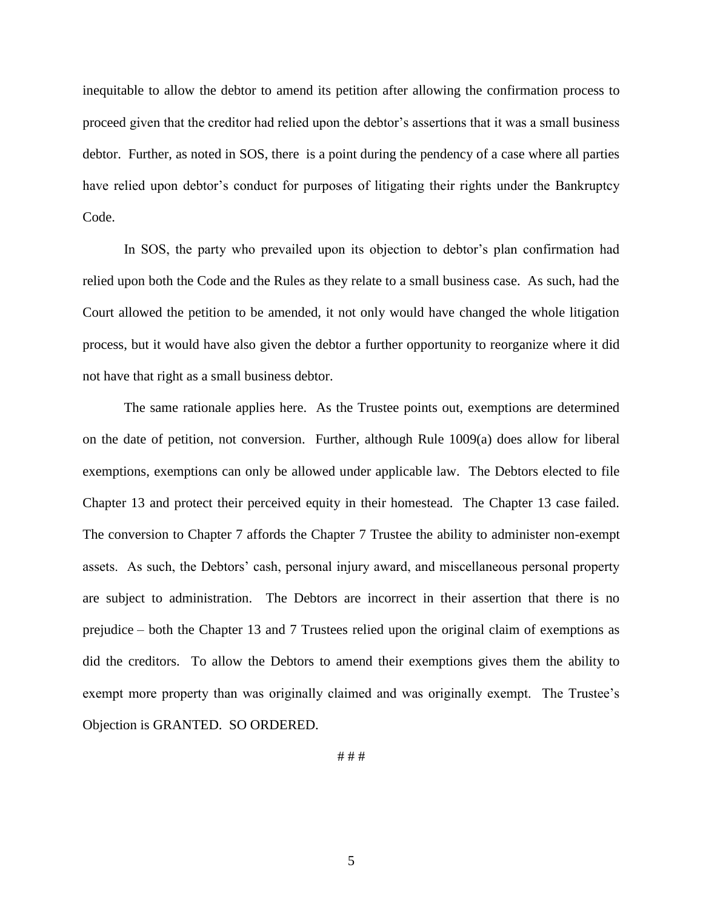inequitable to allow the debtor to amend its petition after allowing the confirmation process to proceed given that the creditor had relied upon the debtor's assertions that it was a small business debtor. Further, as noted in SOS, there is a point during the pendency of a case where all parties have relied upon debtor's conduct for purposes of litigating their rights under the Bankruptcy Code.

In SOS, the party who prevailed upon its objection to debtor's plan confirmation had relied upon both the Code and the Rules as they relate to a small business case. As such, had the Court allowed the petition to be amended, it not only would have changed the whole litigation process, but it would have also given the debtor a further opportunity to reorganize where it did not have that right as a small business debtor.

The same rationale applies here. As the Trustee points out, exemptions are determined on the date of petition, not conversion. Further, although Rule 1009(a) does allow for liberal exemptions, exemptions can only be allowed under applicable law. The Debtors elected to file Chapter 13 and protect their perceived equity in their homestead. The Chapter 13 case failed. The conversion to Chapter 7 affords the Chapter 7 Trustee the ability to administer non-exempt assets. As such, the Debtors' cash, personal injury award, and miscellaneous personal property are subject to administration. The Debtors are incorrect in their assertion that there is no prejudice – both the Chapter 13 and 7 Trustees relied upon the original claim of exemptions as did the creditors. To allow the Debtors to amend their exemptions gives them the ability to exempt more property than was originally claimed and was originally exempt. The Trustee's Objection is GRANTED. SO ORDERED.

# # #